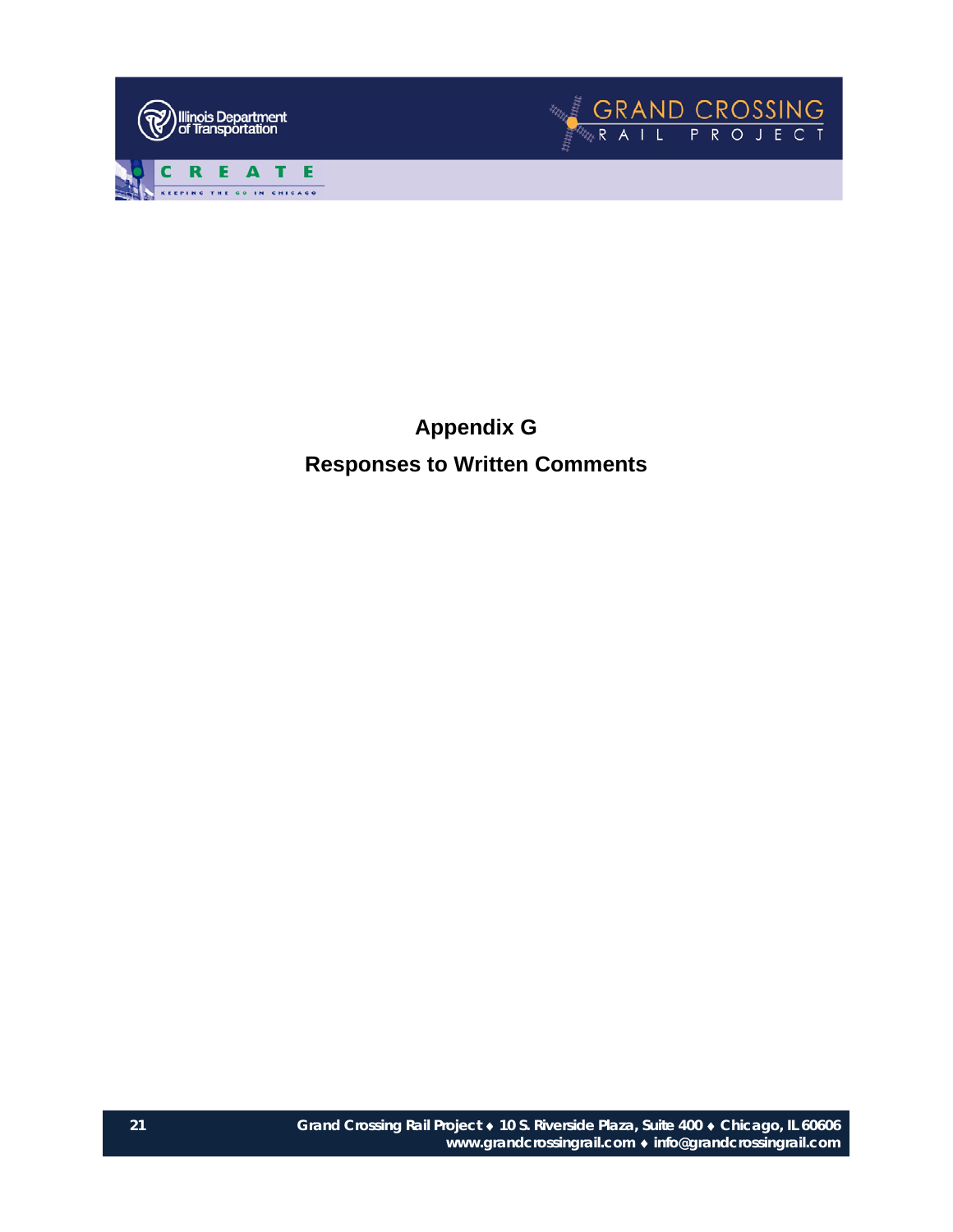# Appendix G

## Responses to Written Comments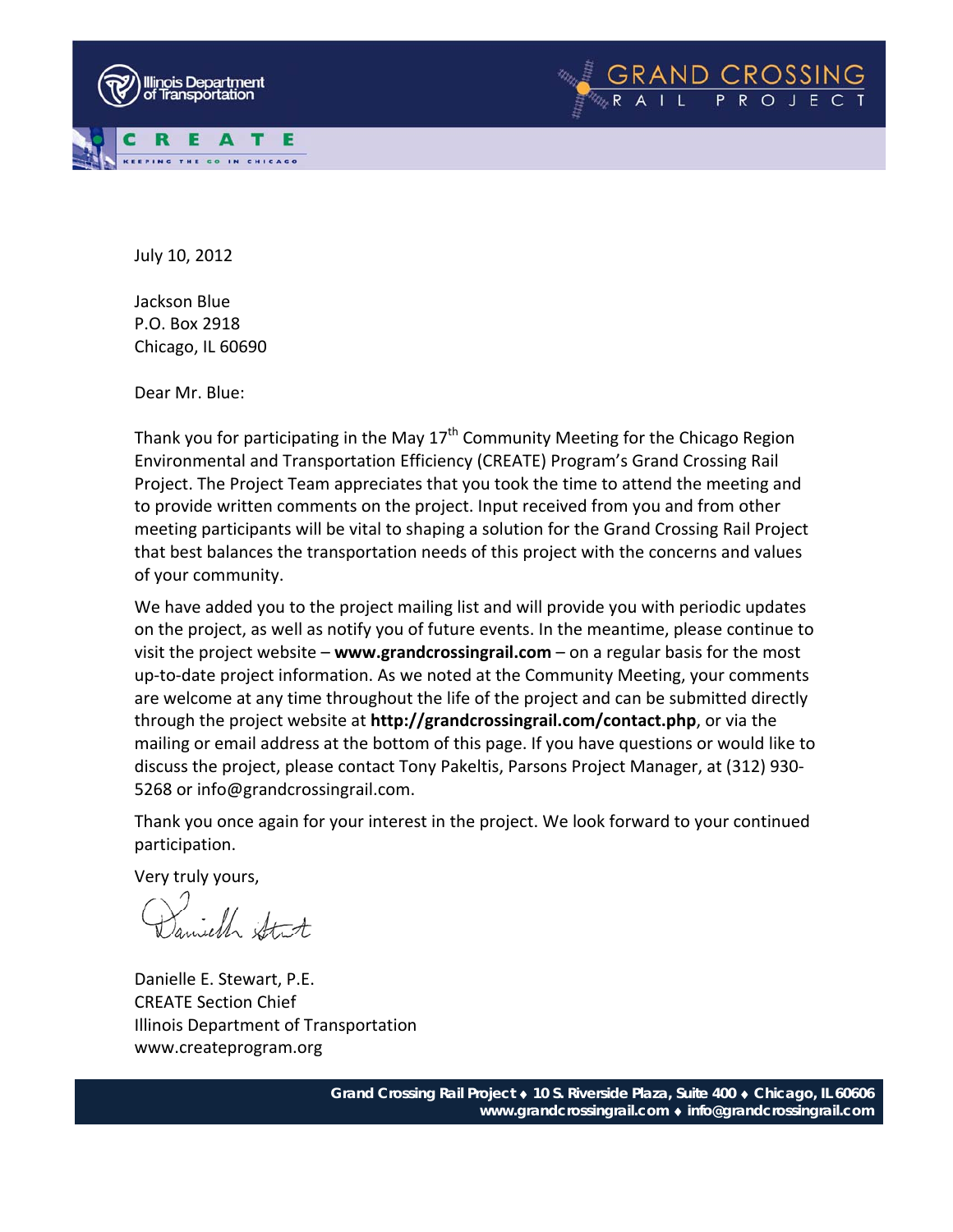Illinois Department of Transportation

CREATE
KEEPING THE GO IN CHICAGO

GRAND CROSSING RAIL PROJECT

July 10, 2012

Jackson Blue
P.O. Box 2918
Chicago, IL 60690

Dear Mr. Blue:

Thank you for participating in the May 17th Community Meeting for the Chicago Region Environmental and Transportation Efficiency (CREATE) Program's Grand Crossing Rail Project. The Project Team appreciates that you took the time to attend the meeting and to provide written comments on the project. Input received from you and from other meeting participants will be vital to shaping a solution for the Grand Crossing Rail Project that best balances the transportation needs of this project with the concerns and values of your community.

We have added you to the project mailing list and will provide you with periodic updates on the project, as well as notify you of future events. In the meantime, please continue to visit the project website – **www.grandcrossingrail.com** – on a regular basis for the most up-to-date project information. As we noted at the Community Meeting, your comments are welcome at any time throughout the life of the project and can be submitted directly through the project website at **http://grandcrossingrail.com/contact.php**, or via the mailing or email address at the bottom of this page. If you have questions or would like to discuss the project, please contact Tony Pakeltis, Parsons Project Manager, at (312) 930-5268 or info@grandcrossingrail.com.

Thank you once again for your interest in the project. We look forward to your continued participation.

Very truly yours,

Danielle E. Stewart, P.E.
CREATE Section Chief
Illinois Department of Transportation
www.createprogram.org

**Grand Crossing Rail Project ♦ 10 S. Riverside Plaza, Suite 400 ♦ Chicago, IL 60606**
**www.grandcrossingrail.com ♦ info@grandcrossingrail.com**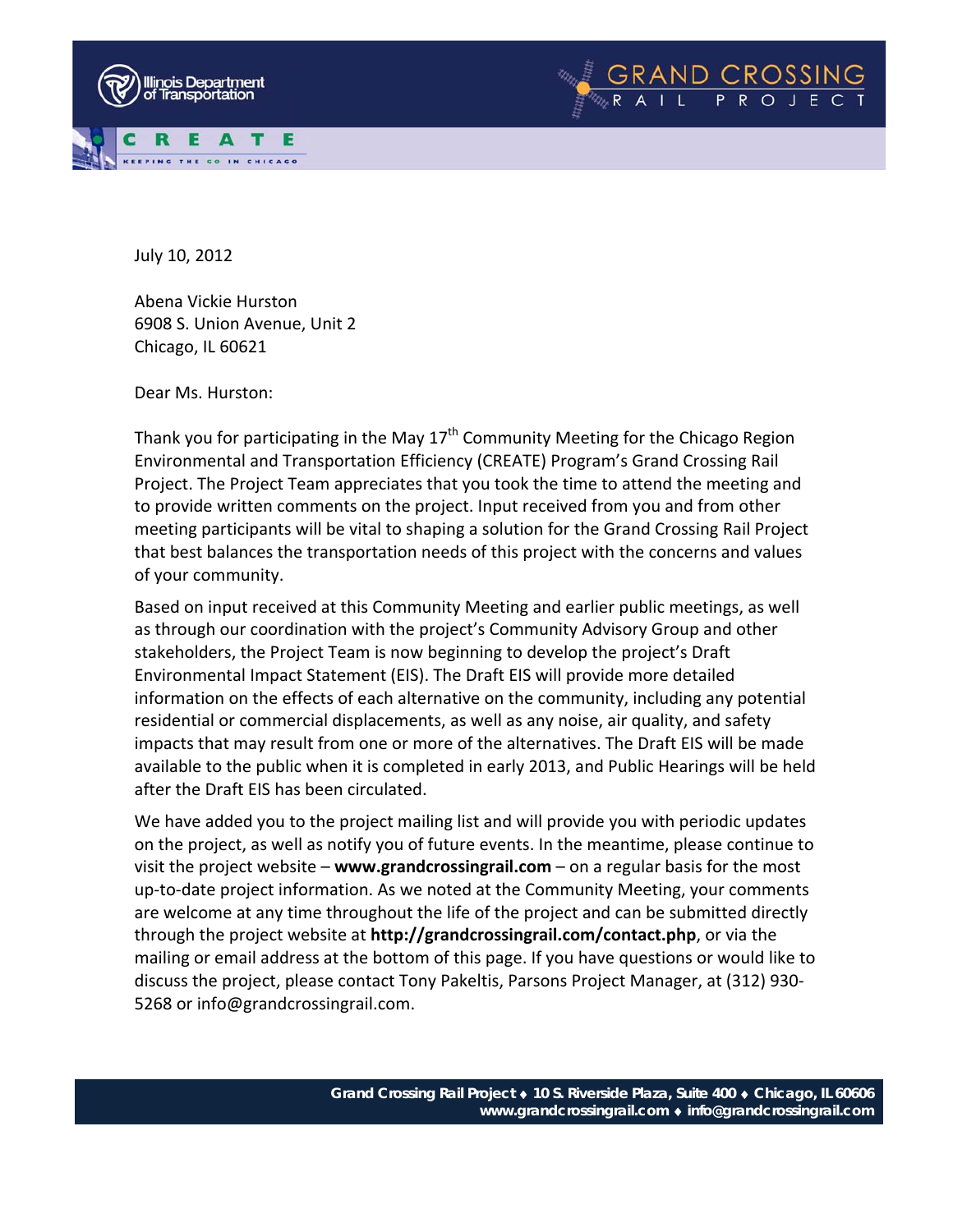Illinois Department of Transportation

GRAND CROSSING RAIL PROJECT

CREATE — KEEPING THE GO IN CHICAGO

July 10, 2012

Abena Vickie Hurston
6908 S. Union Avenue, Unit 2
Chicago, IL 60621

Dear Ms. Hurston:

Thank you for participating in the May 17th Community Meeting for the Chicago Region Environmental and Transportation Efficiency (CREATE) Program's Grand Crossing Rail Project. The Project Team appreciates that you took the time to attend the meeting and to provide written comments on the project. Input received from you and from other meeting participants will be vital to shaping a solution for the Grand Crossing Rail Project that best balances the transportation needs of this project with the concerns and values of your community.

Based on input received at this Community Meeting and earlier public meetings, as well as through our coordination with the project's Community Advisory Group and other stakeholders, the Project Team is now beginning to develop the project's Draft Environmental Impact Statement (EIS). The Draft EIS will provide more detailed information on the effects of each alternative on the community, including any potential residential or commercial displacements, as well as any noise, air quality, and safety impacts that may result from one or more of the alternatives. The Draft EIS will be made available to the public when it is completed in early 2013, and Public Hearings will be held after the Draft EIS has been circulated.

We have added you to the project mailing list and will provide you with periodic updates on the project, as well as notify you of future events. In the meantime, please continue to visit the project website – **www.grandcrossingrail.com** – on a regular basis for the most up-to-date project information. As we noted at the Community Meeting, your comments are welcome at any time throughout the life of the project and can be submitted directly through the project website at **http://grandcrossingrail.com/contact.php**, or via the mailing or email address at the bottom of this page. If you have questions or would like to discuss the project, please contact Tony Pakeltis, Parsons Project Manager, at (312) 930-5268 or info@grandcrossingrail.com.

**Grand Crossing Rail Project ♦ 10 S. Riverside Plaza, Suite 400 ♦ Chicago, IL 60606**
**www.grandcrossingrail.com ♦ info@grandcrossingrail.com**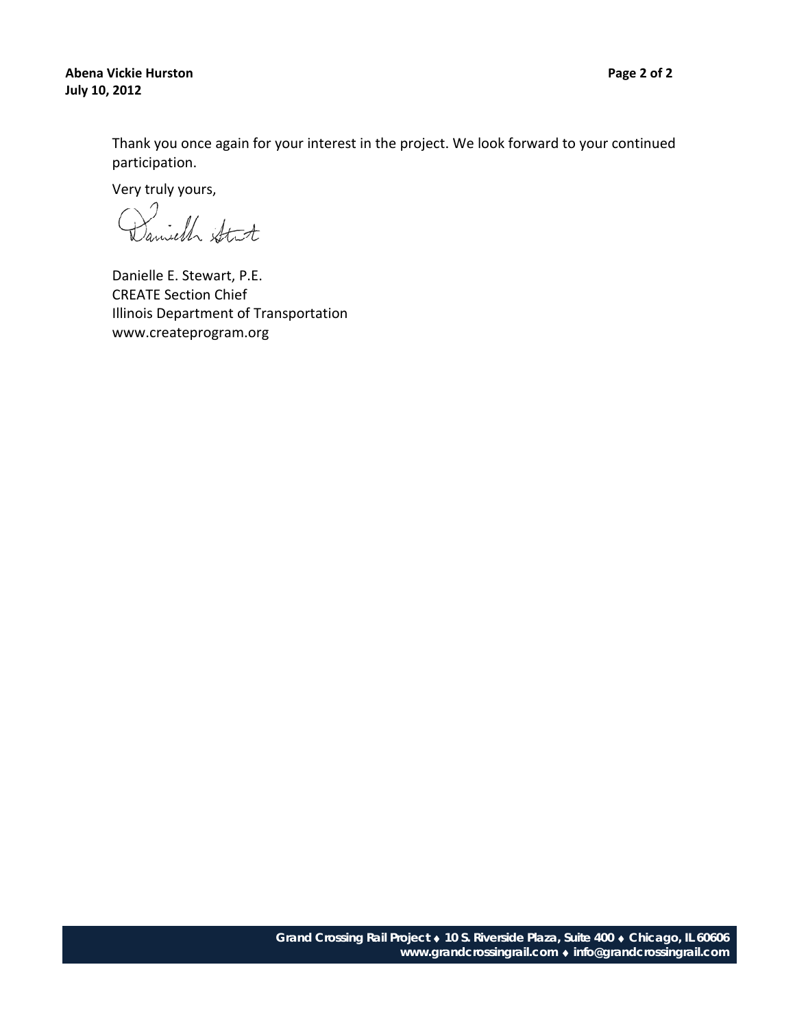Thank you once again for your interest in the project. We look forward to your continued participation.

Very truly yours,

Danielle E. Stewart, P.E.
CREATE Section Chief
Illinois Department of Transportation
www.createprogram.org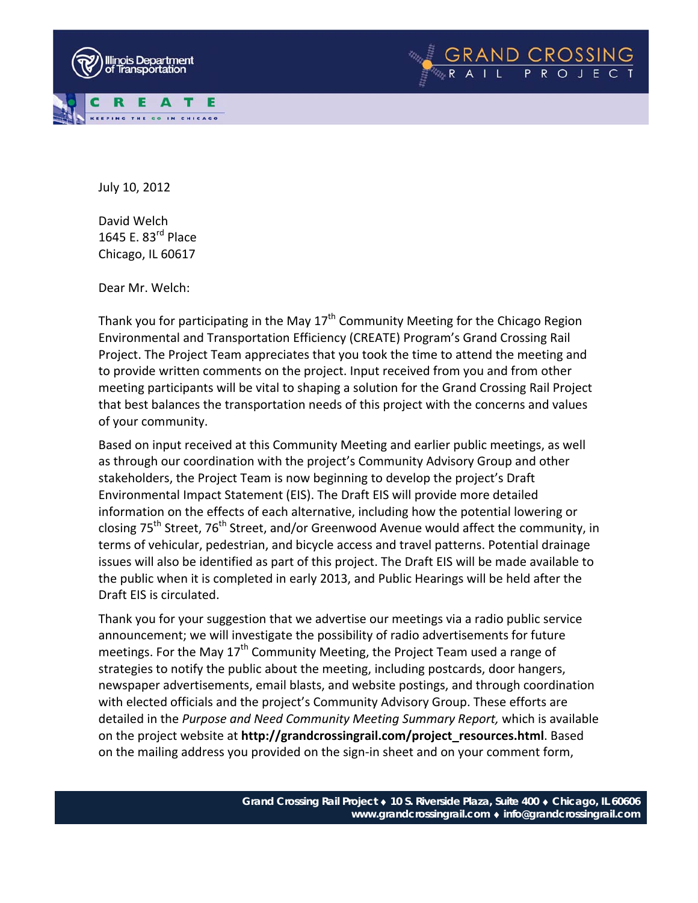July 10, 2012

David Welch
1645 E. 83rd Place
Chicago, IL 60617

Dear Mr. Welch:

Thank you for participating in the May 17th Community Meeting for the Chicago Region Environmental and Transportation Efficiency (CREATE) Program's Grand Crossing Rail Project. The Project Team appreciates that you took the time to attend the meeting and to provide written comments on the project. Input received from you and from other meeting participants will be vital to shaping a solution for the Grand Crossing Rail Project that best balances the transportation needs of this project with the concerns and values of your community.

Based on input received at this Community Meeting and earlier public meetings, as well as through our coordination with the project's Community Advisory Group and other stakeholders, the Project Team is now beginning to develop the project's Draft Environmental Impact Statement (EIS). The Draft EIS will provide more detailed information on the effects of each alternative, including how the potential lowering or closing 75th Street, 76th Street, and/or Greenwood Avenue would affect the community, in terms of vehicular, pedestrian, and bicycle access and travel patterns. Potential drainage issues will also be identified as part of this project. The Draft EIS will be made available to the public when it is completed in early 2013, and Public Hearings will be held after the Draft EIS is circulated.

Thank you for your suggestion that we advertise our meetings via a radio public service announcement; we will investigate the possibility of radio advertisements for future meetings. For the May 17th Community Meeting, the Project Team used a range of strategies to notify the public about the meeting, including postcards, door hangers, newspaper advertisements, email blasts, and website postings, and through coordination with elected officials and the project's Community Advisory Group. These efforts are detailed in the *Purpose and Need Community Meeting Summary Report,* which is available on the project website at **http://grandcrossingrail.com/project_resources.html**. Based on the mailing address you provided on the sign-in sheet and on your comment form,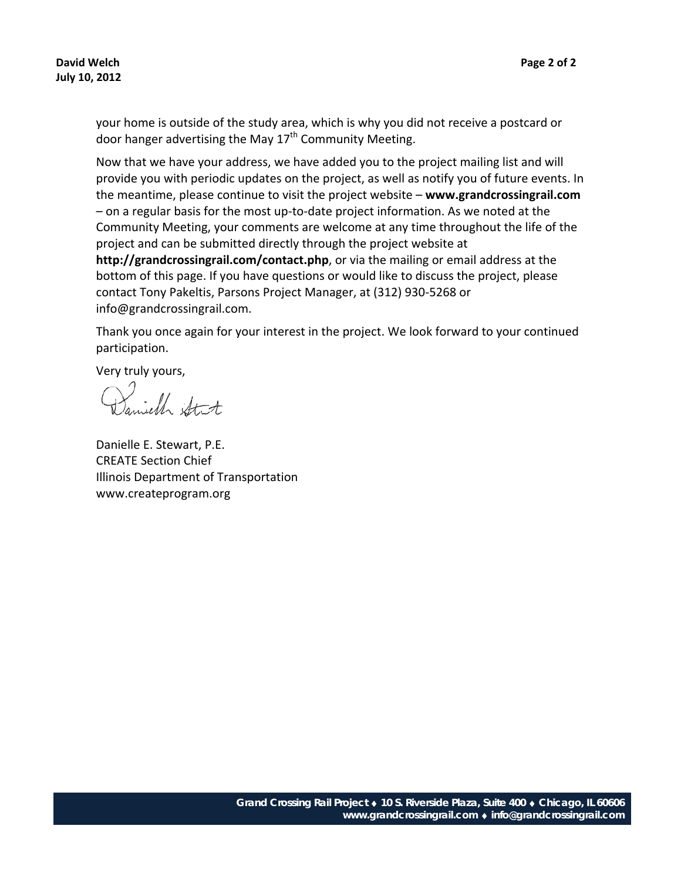your home is outside of the study area, which is why you did not receive a postcard or door hanger advertising the May 17th Community Meeting.

Now that we have your address, we have added you to the project mailing list and will provide you with periodic updates on the project, as well as notify you of future events. In the meantime, please continue to visit the project website – **www.grandcrossingrail.com** – on a regular basis for the most up-to-date project information. As we noted at the Community Meeting, your comments are welcome at any time throughout the life of the project and can be submitted directly through the project website at **http://grandcrossingrail.com/contact.php**, or via the mailing or email address at the bottom of this page. If you have questions or would like to discuss the project, please contact Tony Pakeltis, Parsons Project Manager, at (312) 930-5268 or info@grandcrossingrail.com.

Thank you once again for your interest in the project. We look forward to your continued participation.

Very truly yours,

Danielle E. Stewart, P.E.
CREATE Section Chief
Illinois Department of Transportation
www.createprogram.org

**Grand Crossing Rail Project ♦ 10 S. Riverside Plaza, Suite 400 ♦ Chicago, IL 60606**
**www.grandcrossingrail.com ♦ info@grandcrossingrail.com**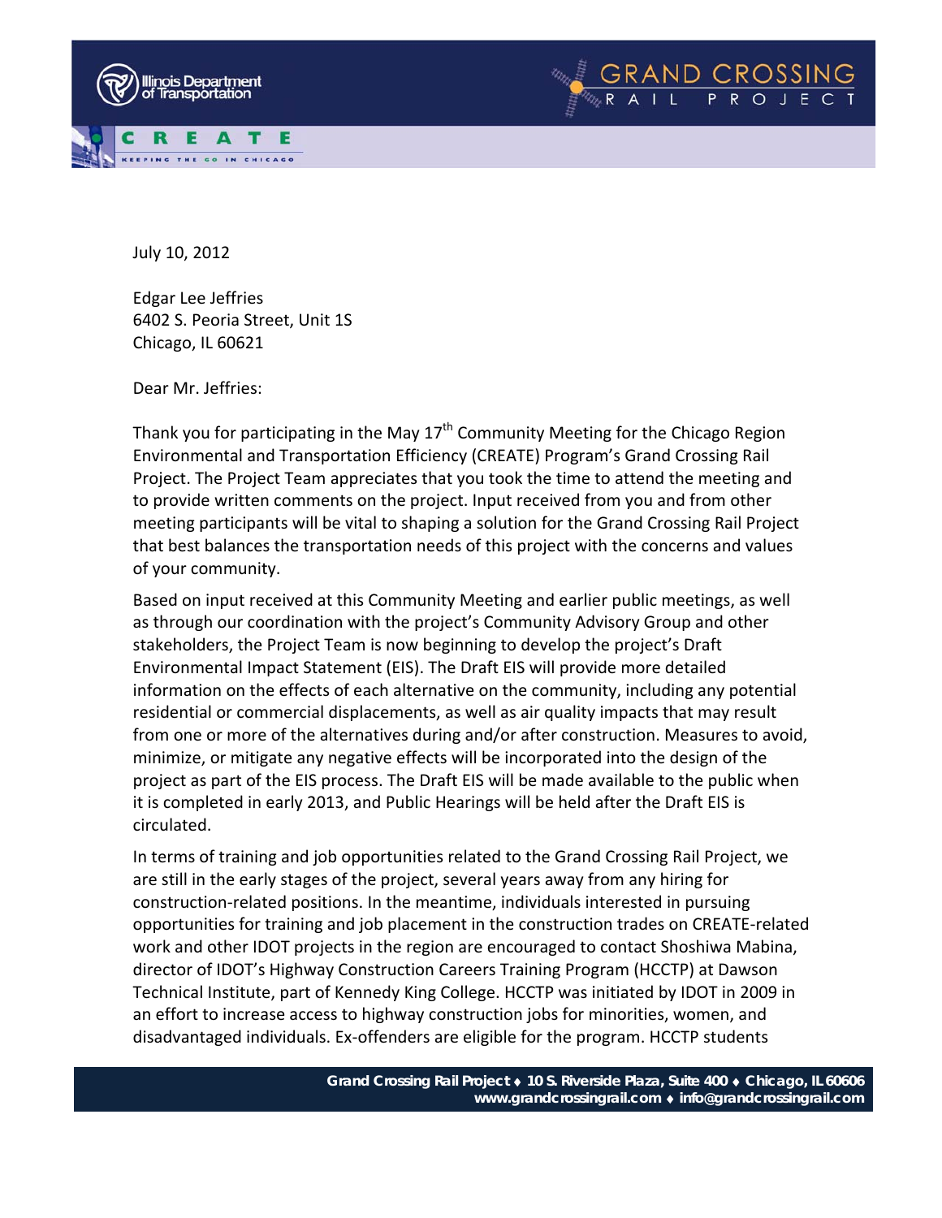July 10, 2012

Edgar Lee Jeffries
6402 S. Peoria Street, Unit 1S
Chicago, IL 60621

Dear Mr. Jeffries:

Thank you for participating in the May 17th Community Meeting for the Chicago Region Environmental and Transportation Efficiency (CREATE) Program's Grand Crossing Rail Project. The Project Team appreciates that you took the time to attend the meeting and to provide written comments on the project. Input received from you and from other meeting participants will be vital to shaping a solution for the Grand Crossing Rail Project that best balances the transportation needs of this project with the concerns and values of your community.

Based on input received at this Community Meeting and earlier public meetings, as well as through our coordination with the project's Community Advisory Group and other stakeholders, the Project Team is now beginning to develop the project's Draft Environmental Impact Statement (EIS). The Draft EIS will provide more detailed information on the effects of each alternative on the community, including any potential residential or commercial displacements, as well as air quality impacts that may result from one or more of the alternatives during and/or after construction. Measures to avoid, minimize, or mitigate any negative effects will be incorporated into the design of the project as part of the EIS process. The Draft EIS will be made available to the public when it is completed in early 2013, and Public Hearings will be held after the Draft EIS is circulated.

In terms of training and job opportunities related to the Grand Crossing Rail Project, we are still in the early stages of the project, several years away from any hiring for construction-related positions. In the meantime, individuals interested in pursuing opportunities for training and job placement in the construction trades on CREATE-related work and other IDOT projects in the region are encouraged to contact Shoshiwa Mabina, director of IDOT's Highway Construction Careers Training Program (HCCTP) at Dawson Technical Institute, part of Kennedy King College. HCCTP was initiated by IDOT in 2009 in an effort to increase access to highway construction jobs for minorities, women, and disadvantaged individuals. Ex-offenders are eligible for the program. HCCTP students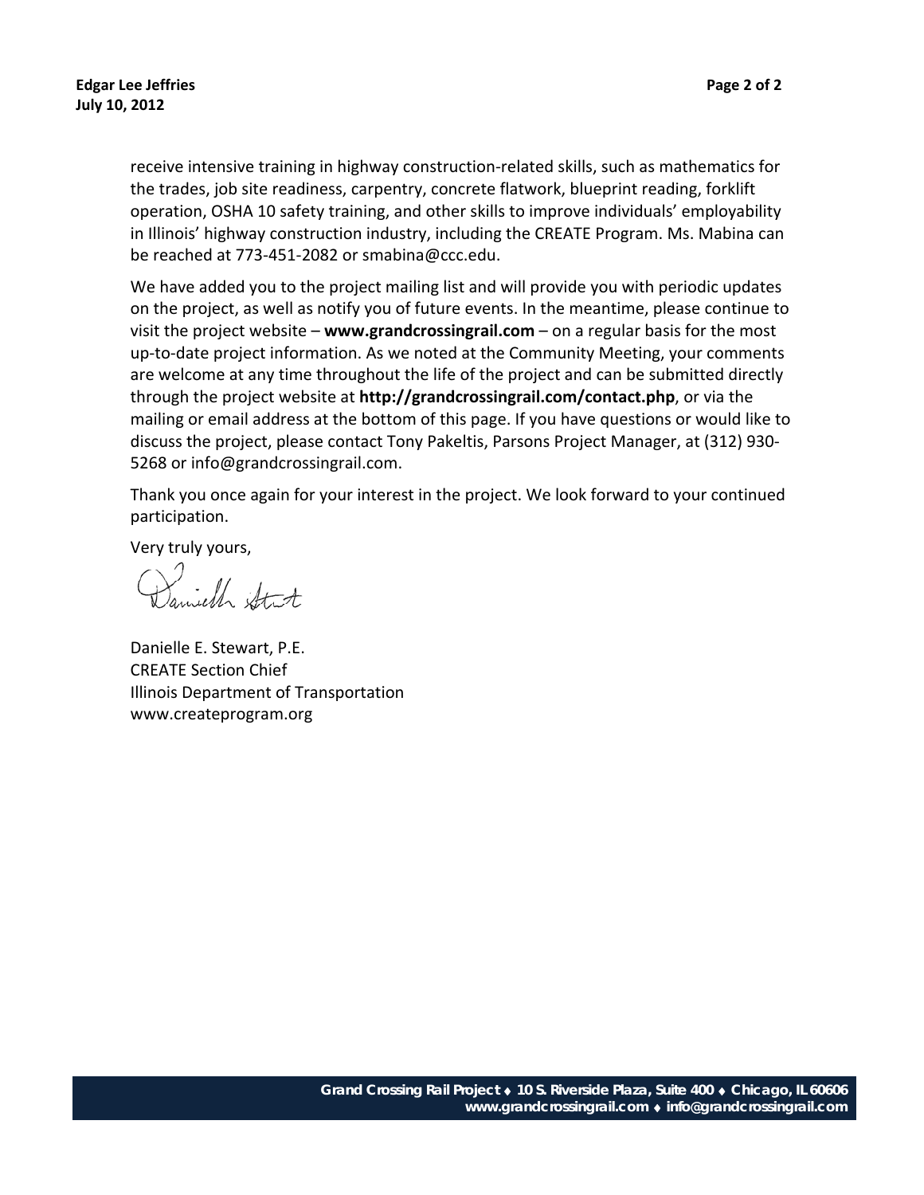receive intensive training in highway construction-related skills, such as mathematics for the trades, job site readiness, carpentry, concrete flatwork, blueprint reading, forklift operation, OSHA 10 safety training, and other skills to improve individuals' employability in Illinois' highway construction industry, including the CREATE Program. Ms. Mabina can be reached at 773-451-2082 or smabina@ccc.edu.

We have added you to the project mailing list and will provide you with periodic updates on the project, as well as notify you of future events. In the meantime, please continue to visit the project website – **www.grandcrossingrail.com** – on a regular basis for the most up-to-date project information. As we noted at the Community Meeting, your comments are welcome at any time throughout the life of the project and can be submitted directly through the project website at **http://grandcrossingrail.com/contact.php**, or via the mailing or email address at the bottom of this page. If you have questions or would like to discuss the project, please contact Tony Pakeltis, Parsons Project Manager, at (312) 930-5268 or info@grandcrossingrail.com.

Thank you once again for your interest in the project. We look forward to your continued participation.

Very truly yours,

Danielle E. Stewart, P.E.
CREATE Section Chief
Illinois Department of Transportation
www.createprogram.org

**Grand Crossing Rail Project ♦ 10 S. Riverside Plaza, Suite 400 ♦ Chicago, IL 60606**
**www.grandcrossingrail.com ♦ info@grandcrossingrail.com**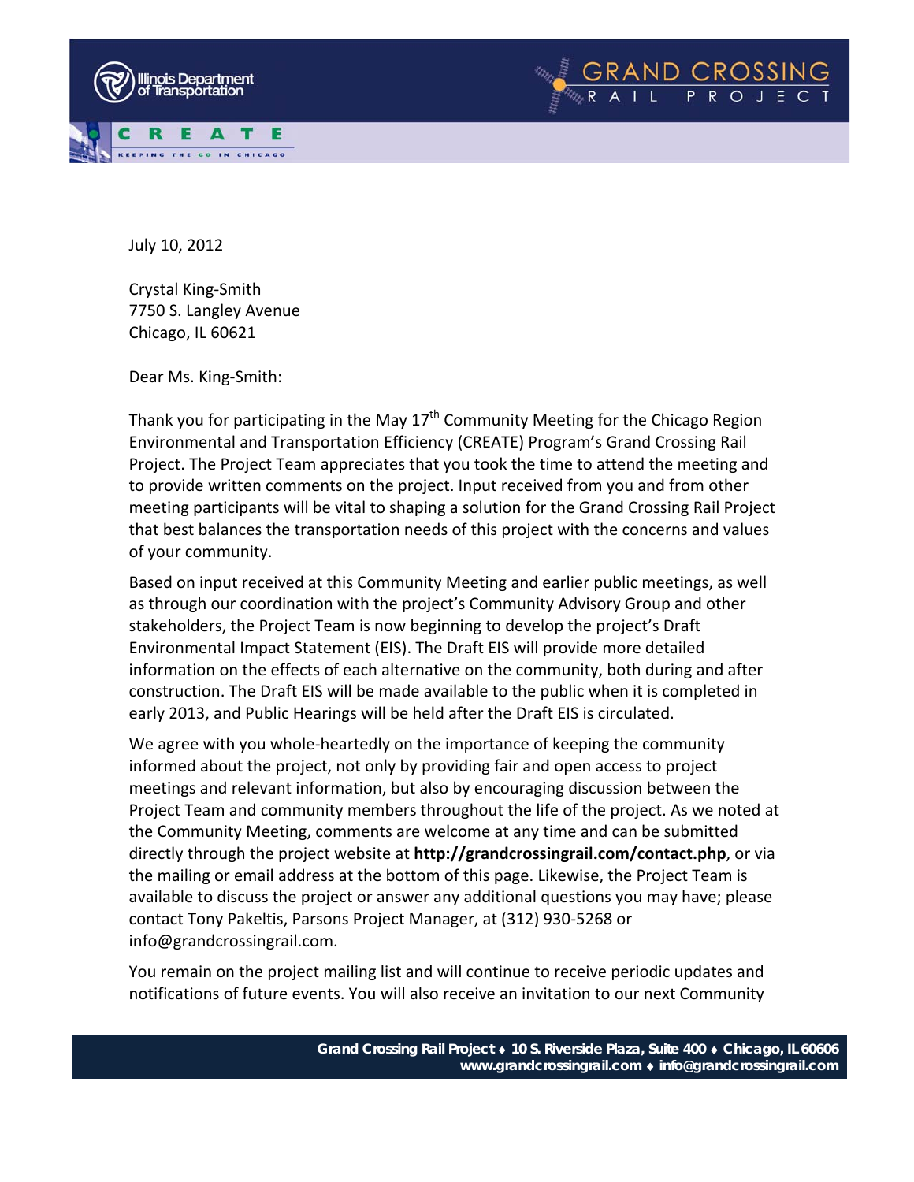Illinois Department of Transportation

GRAND CROSSING RAIL PROJECT

CREATE — KEEPING THE GO IN CHICAGO

July 10, 2012

Crystal King-Smith
7750 S. Langley Avenue
Chicago, IL 60621

Dear Ms. King-Smith:

Thank you for participating in the May 17th Community Meeting for the Chicago Region Environmental and Transportation Efficiency (CREATE) Program's Grand Crossing Rail Project. The Project Team appreciates that you took the time to attend the meeting and to provide written comments on the project. Input received from you and from other meeting participants will be vital to shaping a solution for the Grand Crossing Rail Project that best balances the transportation needs of this project with the concerns and values of your community.

Based on input received at this Community Meeting and earlier public meetings, as well as through our coordination with the project's Community Advisory Group and other stakeholders, the Project Team is now beginning to develop the project's Draft Environmental Impact Statement (EIS). The Draft EIS will provide more detailed information on the effects of each alternative on the community, both during and after construction. The Draft EIS will be made available to the public when it is completed in early 2013, and Public Hearings will be held after the Draft EIS is circulated.

We agree with you whole-heartedly on the importance of keeping the community informed about the project, not only by providing fair and open access to project meetings and relevant information, but also by encouraging discussion between the Project Team and community members throughout the life of the project. As we noted at the Community Meeting, comments are welcome at any time and can be submitted directly through the project website at **http://grandcrossingrail.com/contact.php**, or via the mailing or email address at the bottom of this page. Likewise, the Project Team is available to discuss the project or answer any additional questions you may have; please contact Tony Pakeltis, Parsons Project Manager, at (312) 930-5268 or info@grandcrossingrail.com.

You remain on the project mailing list and will continue to receive periodic updates and notifications of future events. You will also receive an invitation to our next Community

**Grand Crossing Rail Project ♦ 10 S. Riverside Plaza, Suite 400 ♦ Chicago, IL 60606**
**www.grandcrossingrail.com ♦ info@grandcrossingrail.com**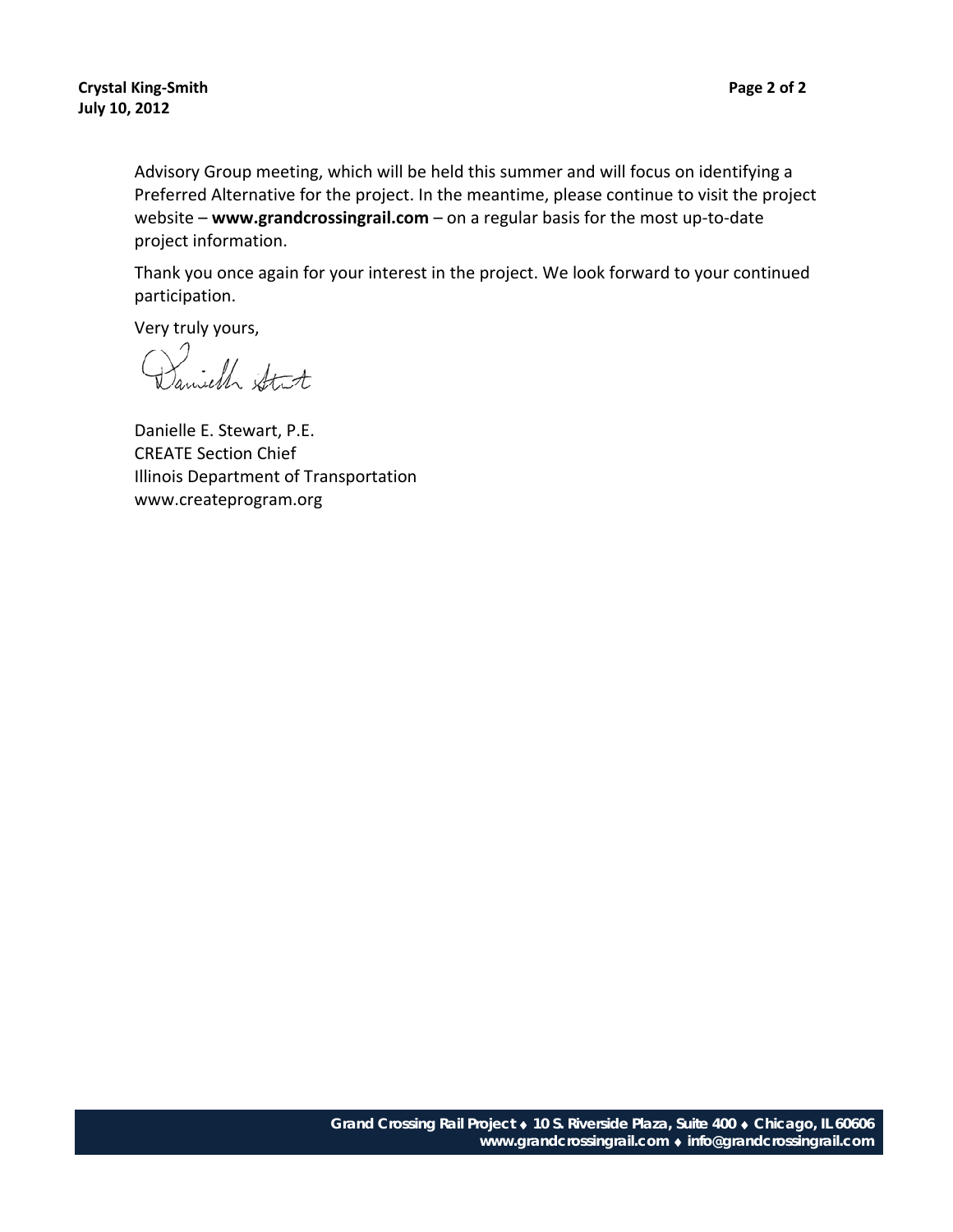Advisory Group meeting, which will be held this summer and will focus on identifying a Preferred Alternative for the project. In the meantime, please continue to visit the project website – **www.grandcrossingrail.com** – on a regular basis for the most up-to-date project information.

Thank you once again for your interest in the project. We look forward to your continued participation.

Very truly yours,

Danielle E. Stewart, P.E.
CREATE Section Chief
Illinois Department of Transportation
www.createprogram.org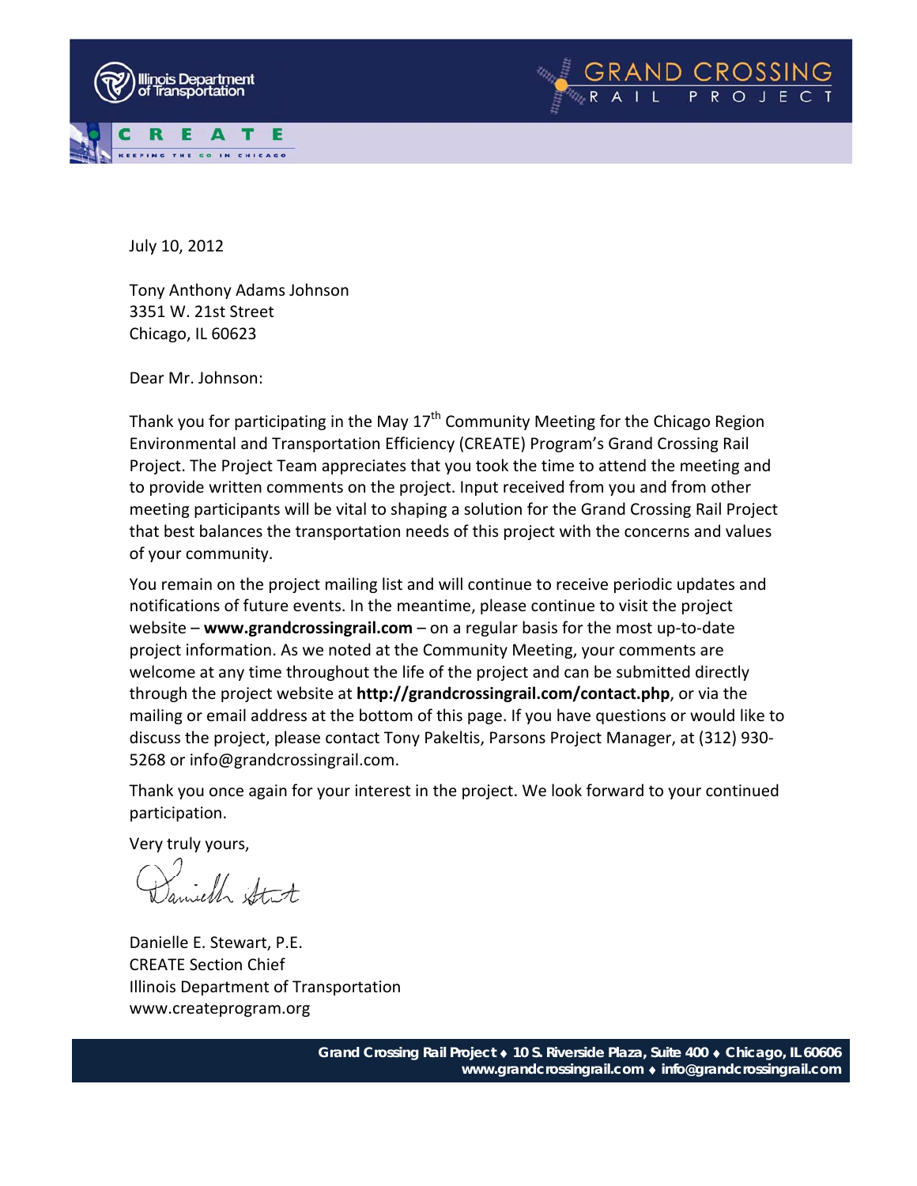July 10, 2012

Tony Anthony Adams Johnson
3351 W. 21st Street
Chicago, IL 60623

Dear Mr. Johnson:

Thank you for participating in the May 17th Community Meeting for the Chicago Region Environmental and Transportation Efficiency (CREATE) Program's Grand Crossing Rail Project. The Project Team appreciates that you took the time to attend the meeting and to provide written comments on the project. Input received from you and from other meeting participants will be vital to shaping a solution for the Grand Crossing Rail Project that best balances the transportation needs of this project with the concerns and values of your community.

You remain on the project mailing list and will continue to receive periodic updates and notifications of future events. In the meantime, please continue to visit the project website – **www.grandcrossingrail.com** – on a regular basis for the most up-to-date project information. As we noted at the Community Meeting, your comments are welcome at any time throughout the life of the project and can be submitted directly through the project website at **http://grandcrossingrail.com/contact.php**, or via the mailing or email address at the bottom of this page. If you have questions or would like to discuss the project, please contact Tony Pakeltis, Parsons Project Manager, at (312) 930-5268 or info@grandcrossingrail.com.

Thank you once again for your interest in the project. We look forward to your continued participation.

Very truly yours,

Danielle E. Stewart, P.E.
CREATE Section Chief
Illinois Department of Transportation
www.createprogram.org

**Grand Crossing Rail Project ♦ 10 S. Riverside Plaza, Suite 400 ♦ Chicago, IL 60606**
**www.grandcrossingrail.com ♦ info@grandcrossingrail.com**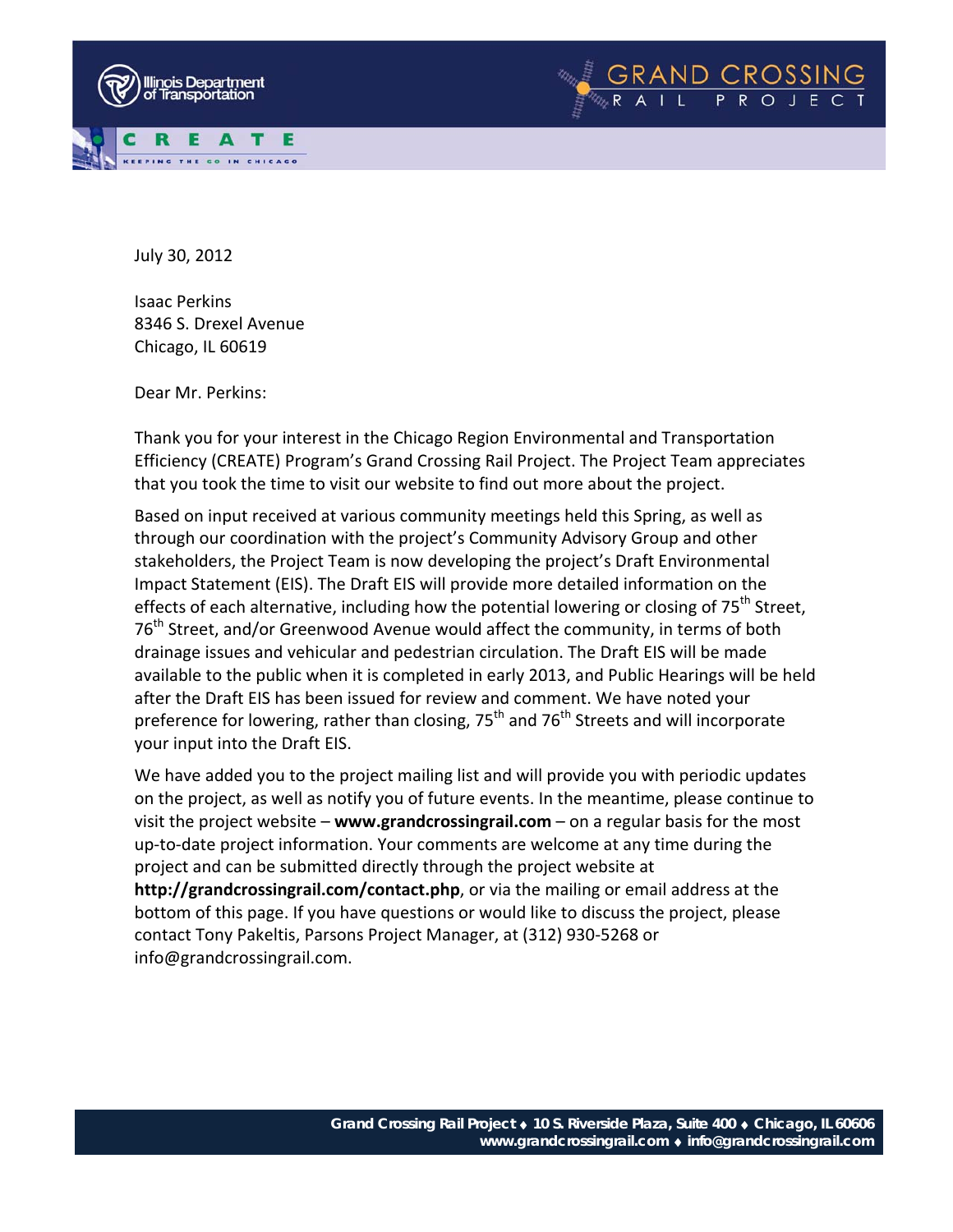Illinois Department of Transportation

GRAND CROSSING RAIL PROJECT

CREATE — KEEPING THE GO IN CHICAGO

July 30, 2012

Isaac Perkins
8346 S. Drexel Avenue
Chicago, IL 60619

Dear Mr. Perkins:

Thank you for your interest in the Chicago Region Environmental and Transportation Efficiency (CREATE) Program's Grand Crossing Rail Project. The Project Team appreciates that you took the time to visit our website to find out more about the project.

Based on input received at various community meetings held this Spring, as well as through our coordination with the project's Community Advisory Group and other stakeholders, the Project Team is now developing the project's Draft Environmental Impact Statement (EIS). The Draft EIS will provide more detailed information on the effects of each alternative, including how the potential lowering or closing of 75th Street, 76th Street, and/or Greenwood Avenue would affect the community, in terms of both drainage issues and vehicular and pedestrian circulation. The Draft EIS will be made available to the public when it is completed in early 2013, and Public Hearings will be held after the Draft EIS has been issued for review and comment. We have noted your preference for lowering, rather than closing, 75th and 76th Streets and will incorporate your input into the Draft EIS.

We have added you to the project mailing list and will provide you with periodic updates on the project, as well as notify you of future events. In the meantime, please continue to visit the project website – **www.grandcrossingrail.com** – on a regular basis for the most up-to-date project information. Your comments are welcome at any time during the project and can be submitted directly through the project website at **http://grandcrossingrail.com/contact.php**, or via the mailing or email address at the bottom of this page. If you have questions or would like to discuss the project, please contact Tony Pakeltis, Parsons Project Manager, at (312) 930-5268 or info@grandcrossingrail.com.

**Grand Crossing Rail Project ♦ 10 S. Riverside Plaza, Suite 400 ♦ Chicago, IL 60606**
**www.grandcrossingrail.com ♦ info@grandcrossingrail.com**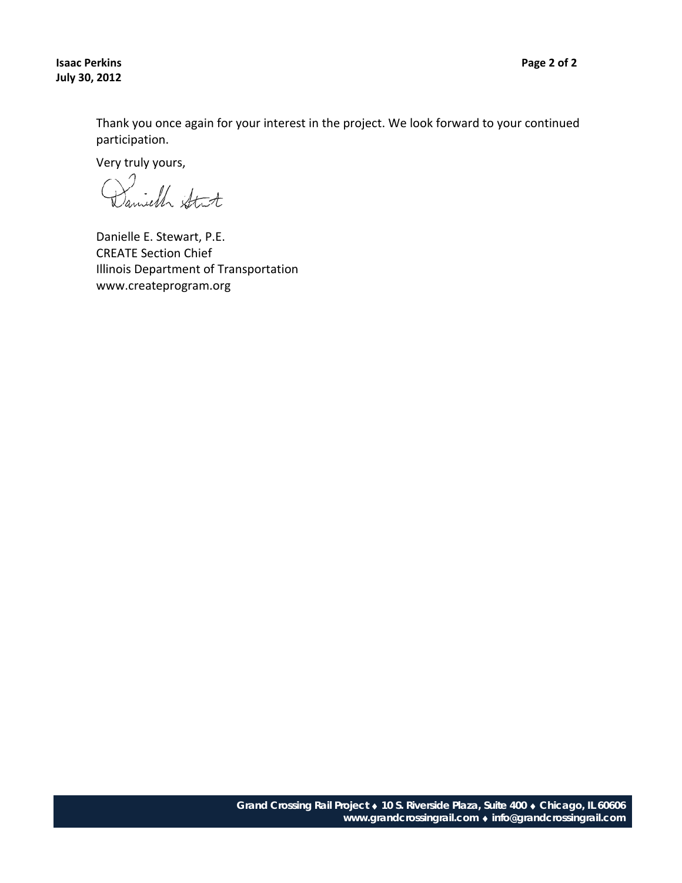Thank you once again for your interest in the project. We look forward to your continued participation.

Very truly yours,

Danielle E. Stewart, P.E.
CREATE Section Chief
Illinois Department of Transportation
www.createprogram.org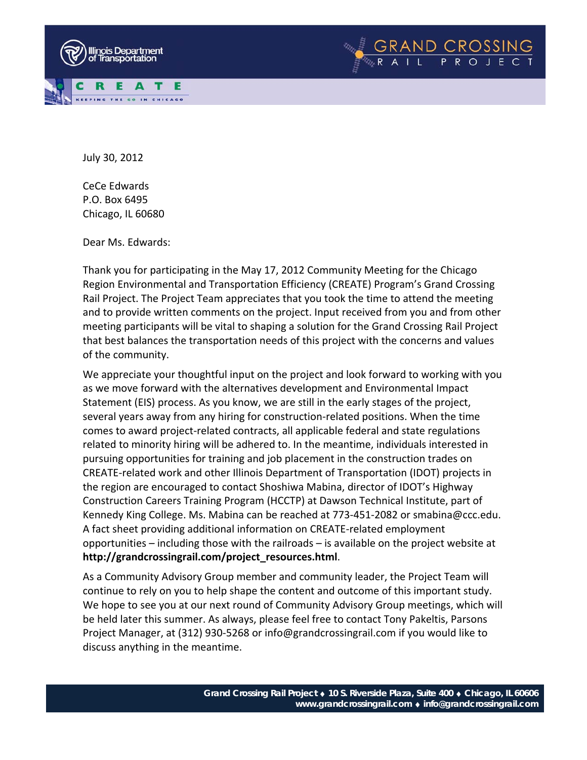July 30, 2012

CeCe Edwards
P.O. Box 6495
Chicago, IL 60680

Dear Ms. Edwards:

Thank you for participating in the May 17, 2012 Community Meeting for the Chicago Region Environmental and Transportation Efficiency (CREATE) Program's Grand Crossing Rail Project. The Project Team appreciates that you took the time to attend the meeting and to provide written comments on the project. Input received from you and from other meeting participants will be vital to shaping a solution for the Grand Crossing Rail Project that best balances the transportation needs of this project with the concerns and values of the community.

We appreciate your thoughtful input on the project and look forward to working with you as we move forward with the alternatives development and Environmental Impact Statement (EIS) process. As you know, we are still in the early stages of the project, several years away from any hiring for construction-related positions. When the time comes to award project-related contracts, all applicable federal and state regulations related to minority hiring will be adhered to. In the meantime, individuals interested in pursuing opportunities for training and job placement in the construction trades on CREATE-related work and other Illinois Department of Transportation (IDOT) projects in the region are encouraged to contact Shoshiwa Mabina, director of IDOT's Highway Construction Careers Training Program (HCCTP) at Dawson Technical Institute, part of Kennedy King College. Ms. Mabina can be reached at 773-451-2082 or smabina@ccc.edu. A fact sheet providing additional information on CREATE-related employment opportunities – including those with the railroads – is available on the project website at **http://grandcrossingrail.com/project_resources.html**.

As a Community Advisory Group member and community leader, the Project Team will continue to rely on you to help shape the content and outcome of this important study. We hope to see you at our next round of Community Advisory Group meetings, which will be held later this summer. As always, please feel free to contact Tony Pakeltis, Parsons Project Manager, at (312) 930-5268 or info@grandcrossingrail.com if you would like to discuss anything in the meantime.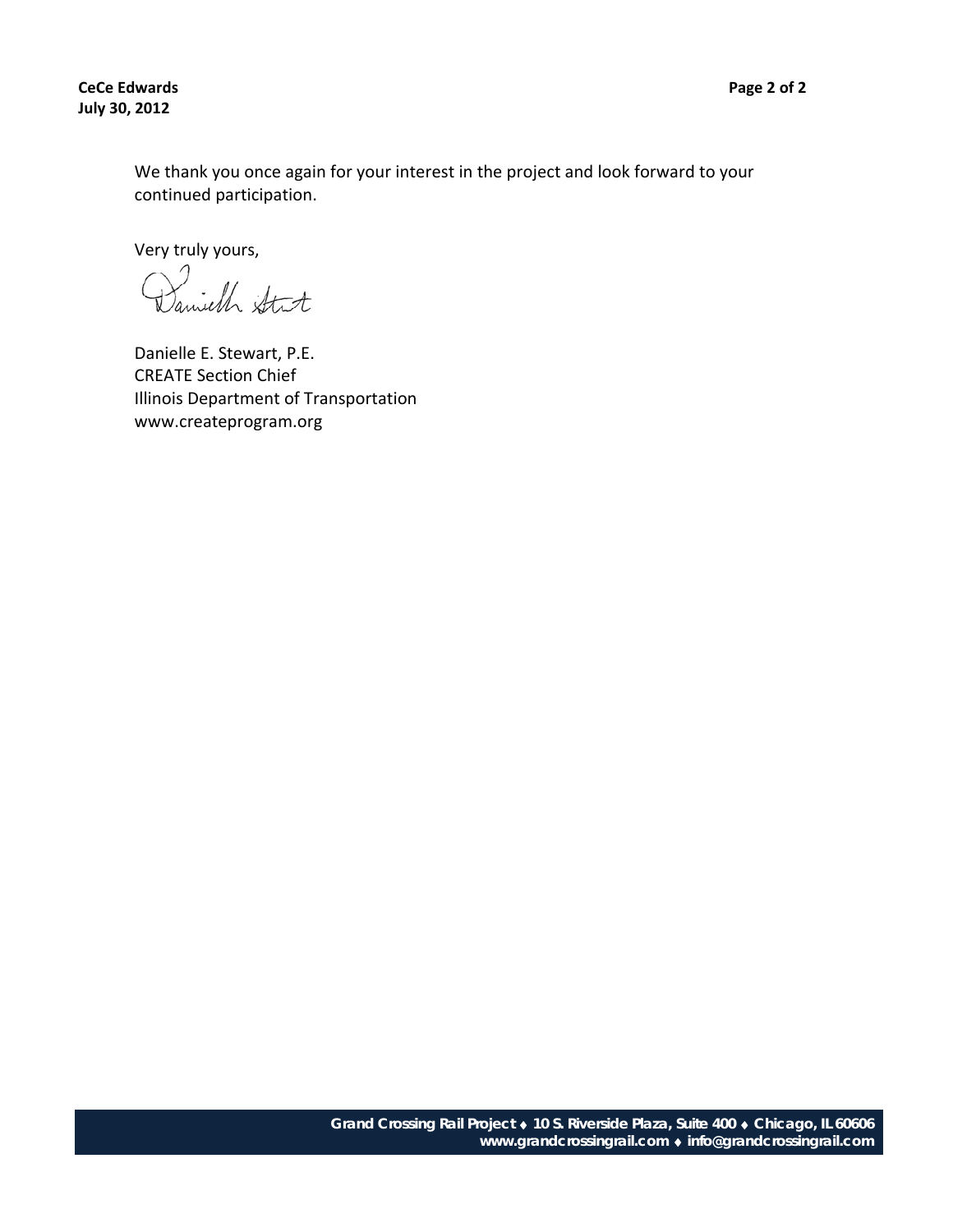We thank you once again for your interest in the project and look forward to your continued participation.

Very truly yours,

Danielle E. Stewart, P.E.
CREATE Section Chief
Illinois Department of Transportation
www.createprogram.org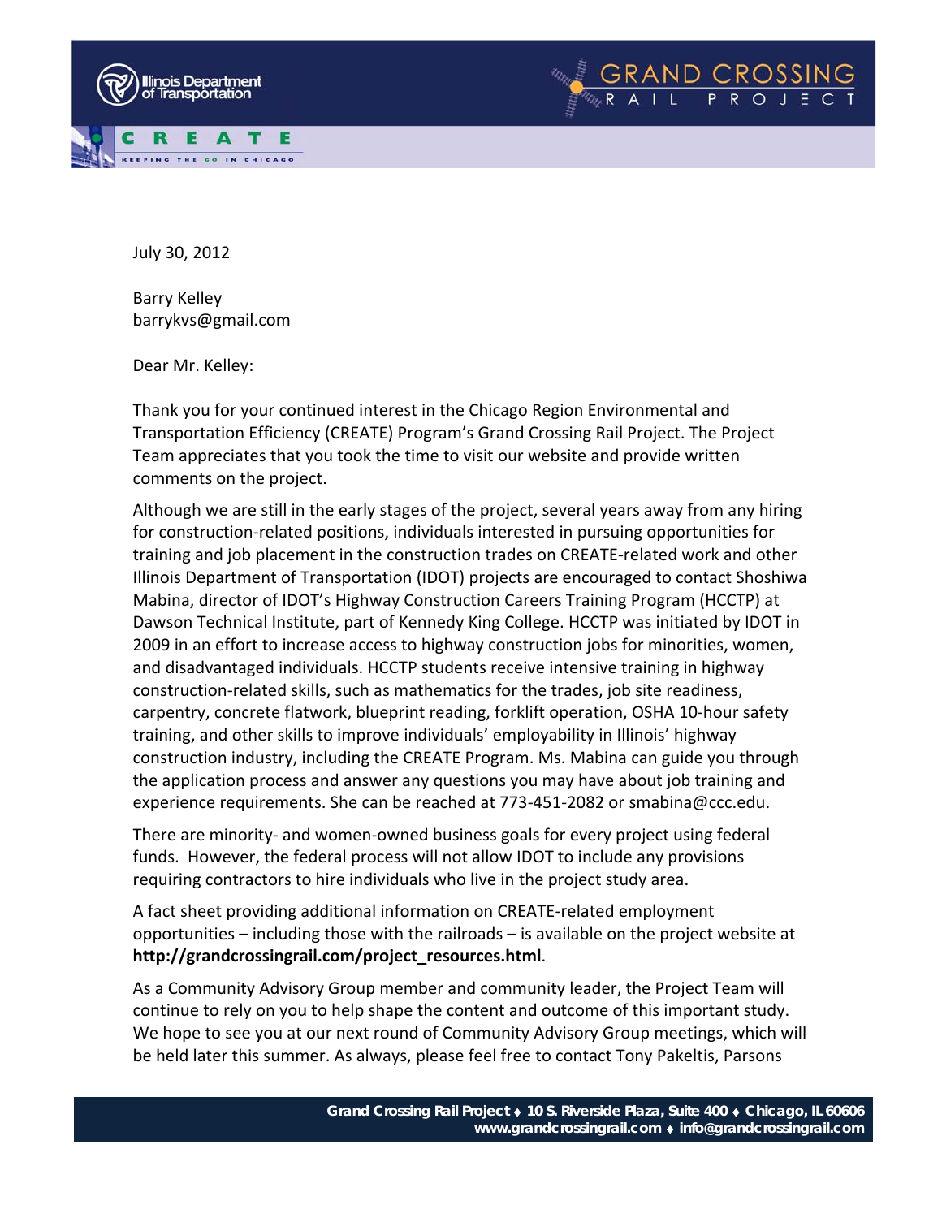July 30, 2012

Barry Kelley
barrykvs@gmail.com

Dear Mr. Kelley:

Thank you for your continued interest in the Chicago Region Environmental and Transportation Efficiency (CREATE) Program's Grand Crossing Rail Project. The Project Team appreciates that you took the time to visit our website and provide written comments on the project.

Although we are still in the early stages of the project, several years away from any hiring for construction-related positions, individuals interested in pursuing opportunities for training and job placement in the construction trades on CREATE-related work and other Illinois Department of Transportation (IDOT) projects are encouraged to contact Shoshiwa Mabina, director of IDOT's Highway Construction Careers Training Program (HCCTP) at Dawson Technical Institute, part of Kennedy King College. HCCTP was initiated by IDOT in 2009 in an effort to increase access to highway construction jobs for minorities, women, and disadvantaged individuals. HCCTP students receive intensive training in highway construction-related skills, such as mathematics for the trades, job site readiness, carpentry, concrete flatwork, blueprint reading, forklift operation, OSHA 10-hour safety training, and other skills to improve individuals' employability in Illinois' highway construction industry, including the CREATE Program. Ms. Mabina can guide you through the application process and answer any questions you may have about job training and experience requirements. She can be reached at 773-451-2082 or smabina@ccc.edu.

There are minority- and women-owned business goals for every project using federal funds. However, the federal process will not allow IDOT to include any provisions requiring contractors to hire individuals who live in the project study area.

A fact sheet providing additional information on CREATE-related employment opportunities – including those with the railroads – is available on the project website at **http://grandcrossingrail.com/project_resources.html**.

As a Community Advisory Group member and community leader, the Project Team will continue to rely on you to help shape the content and outcome of this important study. We hope to see you at our next round of Community Advisory Group meetings, which will be held later this summer. As always, please feel free to contact Tony Pakeltis, Parsons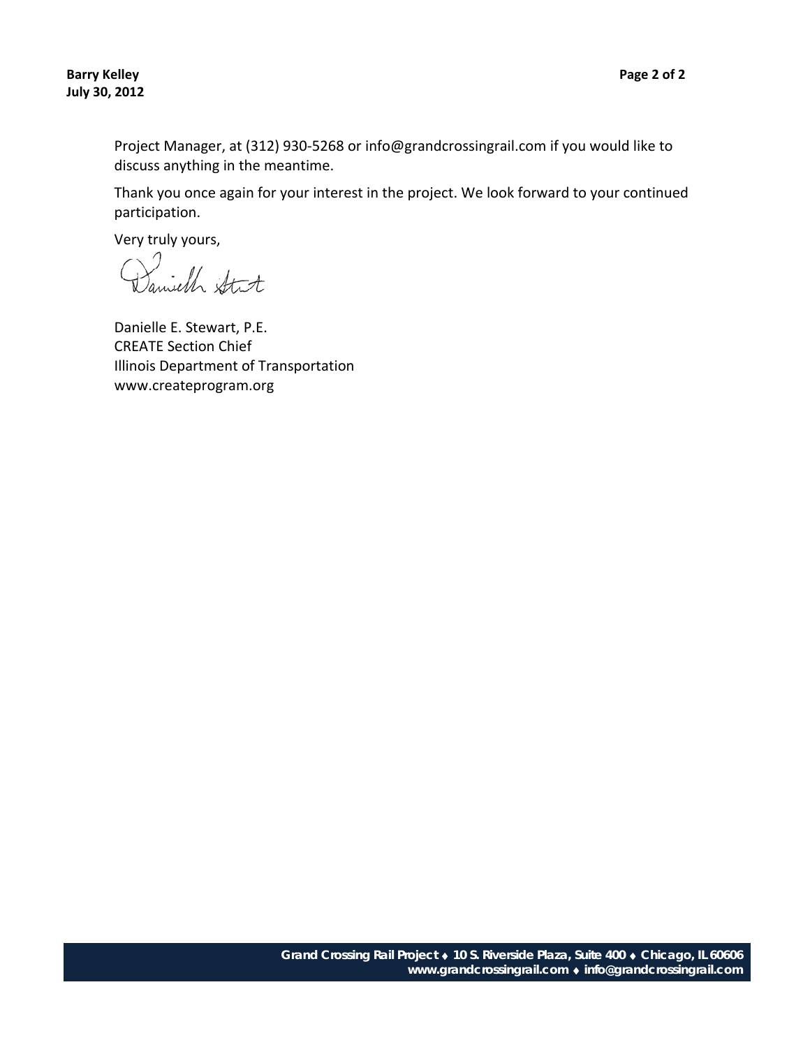Project Manager, at (312) 930-5268 or info@grandcrossingrail.com if you would like to discuss anything in the meantime.

Thank you once again for your interest in the project. We look forward to your continued participation.

Very truly yours,

Danielle E. Stewart, P.E.
CREATE Section Chief
Illinois Department of Transportation
www.createprogram.org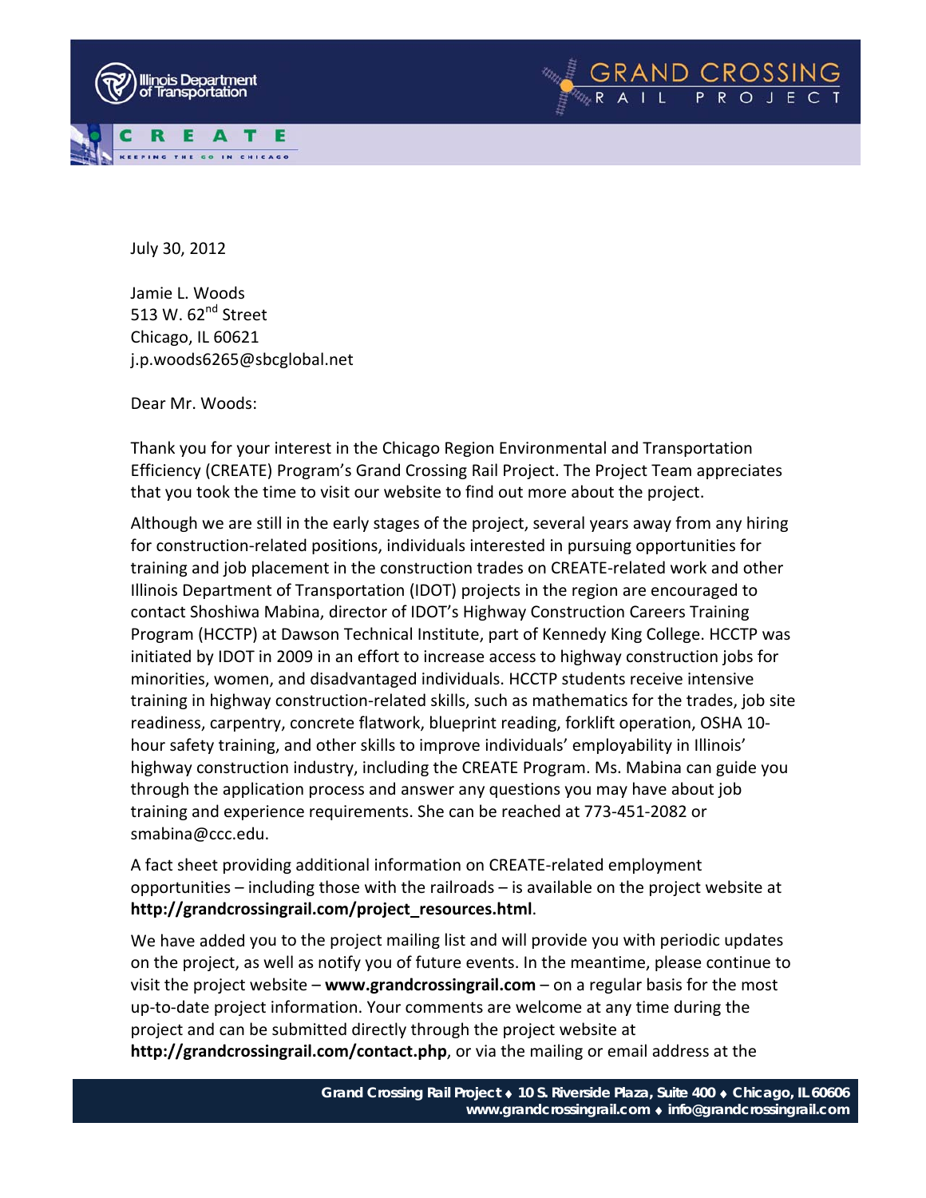July 30, 2012

Jamie L. Woods
513 W. 62nd Street
Chicago, IL 60621
j.p.woods6265@sbcglobal.net

Dear Mr. Woods:

Thank you for your interest in the Chicago Region Environmental and Transportation Efficiency (CREATE) Program's Grand Crossing Rail Project. The Project Team appreciates that you took the time to visit our website to find out more about the project.

Although we are still in the early stages of the project, several years away from any hiring for construction-related positions, individuals interested in pursuing opportunities for training and job placement in the construction trades on CREATE-related work and other Illinois Department of Transportation (IDOT) projects in the region are encouraged to contact Shoshiwa Mabina, director of IDOT's Highway Construction Careers Training Program (HCCTP) at Dawson Technical Institute, part of Kennedy King College. HCCTP was initiated by IDOT in 2009 in an effort to increase access to highway construction jobs for minorities, women, and disadvantaged individuals. HCCTP students receive intensive training in highway construction-related skills, such as mathematics for the trades, job site readiness, carpentry, concrete flatwork, blueprint reading, forklift operation, OSHA 10-hour safety training, and other skills to improve individuals' employability in Illinois' highway construction industry, including the CREATE Program. Ms. Mabina can guide you through the application process and answer any questions you may have about job training and experience requirements. She can be reached at 773-451-2082 or smabina@ccc.edu.

A fact sheet providing additional information on CREATE-related employment opportunities – including those with the railroads – is available on the project website at **http://grandcrossingrail.com/project_resources.html**.

We have added you to the project mailing list and will provide you with periodic updates on the project, as well as notify you of future events. In the meantime, please continue to visit the project website – **www.grandcrossingrail.com** – on a regular basis for the most up-to-date project information. Your comments are welcome at any time during the project and can be submitted directly through the project website at **http://grandcrossingrail.com/contact.php**, or via the mailing or email address at the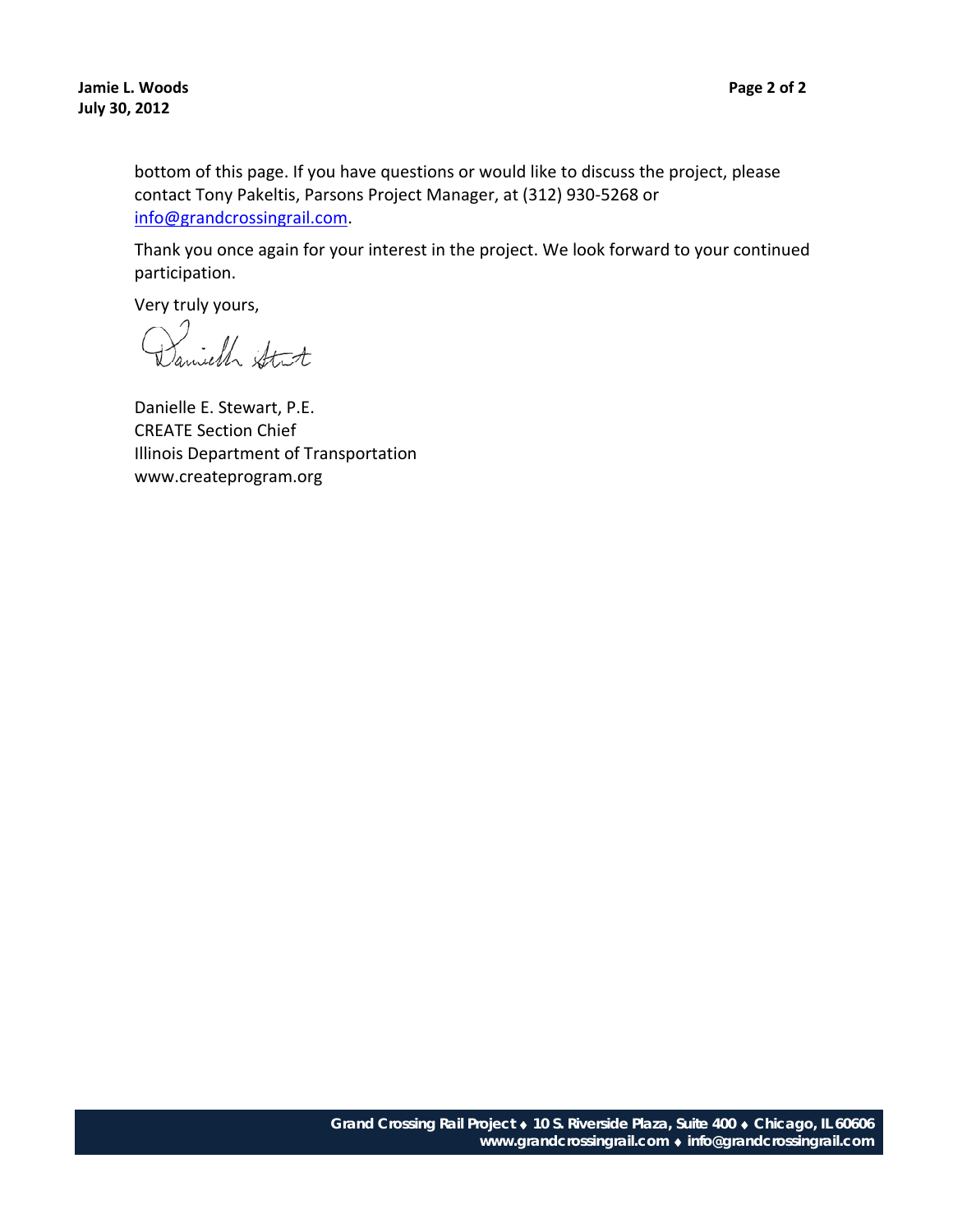bottom of this page. If you have questions or would like to discuss the project, please contact Tony Pakeltis, Parsons Project Manager, at (312) 930-5268 or [info@grandcrossingrail.com](mailto:info@grandcrossingrail.com).

Thank you once again for your interest in the project. We look forward to your continued participation.

Very truly yours,

Danielle E. Stewart, P.E.
CREATE Section Chief
Illinois Department of Transportation
www.createprogram.org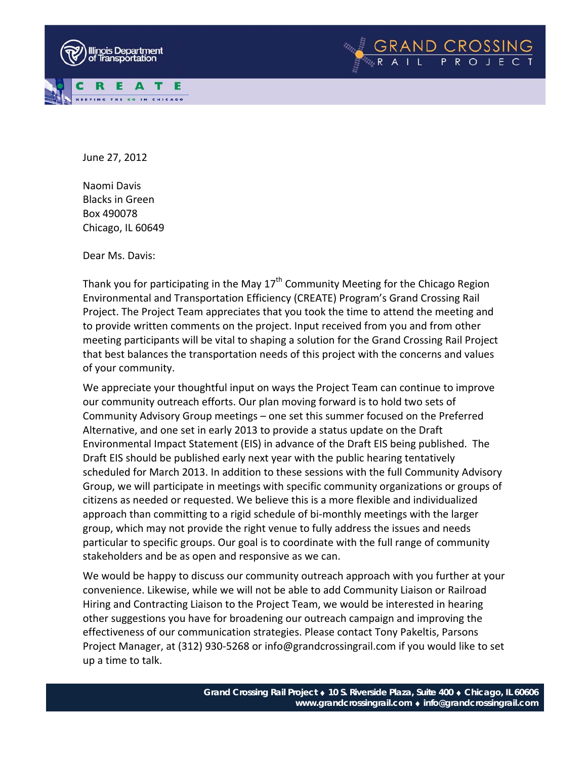June 27, 2012

Naomi Davis
Blacks in Green
Box 490078
Chicago, IL 60649

Dear Ms. Davis:

Thank you for participating in the May 17th Community Meeting for the Chicago Region Environmental and Transportation Efficiency (CREATE) Program's Grand Crossing Rail Project. The Project Team appreciates that you took the time to attend the meeting and to provide written comments on the project. Input received from you and from other meeting participants will be vital to shaping a solution for the Grand Crossing Rail Project that best balances the transportation needs of this project with the concerns and values of your community.

We appreciate your thoughtful input on ways the Project Team can continue to improve our community outreach efforts. Our plan moving forward is to hold two sets of Community Advisory Group meetings – one set this summer focused on the Preferred Alternative, and one set in early 2013 to provide a status update on the Draft Environmental Impact Statement (EIS) in advance of the Draft EIS being published. The Draft EIS should be published early next year with the public hearing tentatively scheduled for March 2013. In addition to these sessions with the full Community Advisory Group, we will participate in meetings with specific community organizations or groups of citizens as needed or requested. We believe this is a more flexible and individualized approach than committing to a rigid schedule of bi-monthly meetings with the larger group, which may not provide the right venue to fully address the issues and needs particular to specific groups. Our goal is to coordinate with the full range of community stakeholders and be as open and responsive as we can.

We would be happy to discuss our community outreach approach with you further at your convenience. Likewise, while we will not be able to add Community Liaison or Railroad Hiring and Contracting Liaison to the Project Team, we would be interested in hearing other suggestions you have for broadening our outreach campaign and improving the effectiveness of our communication strategies. Please contact Tony Pakeltis, Parsons Project Manager, at (312) 930-5268 or info@grandcrossingrail.com if you would like to set up a time to talk.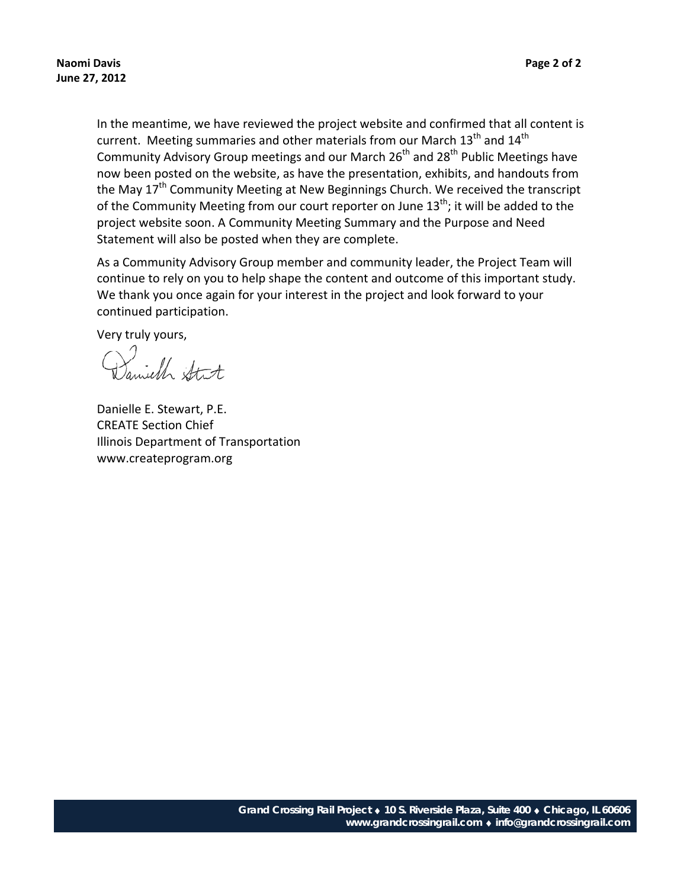In the meantime, we have reviewed the project website and confirmed that all content is current. Meeting summaries and other materials from our March 13th and 14th Community Advisory Group meetings and our March 26th and 28th Public Meetings have now been posted on the website, as have the presentation, exhibits, and handouts from the May 17th Community Meeting at New Beginnings Church. We received the transcript of the Community Meeting from our court reporter on June 13th; it will be added to the project website soon. A Community Meeting Summary and the Purpose and Need Statement will also be posted when they are complete.

As a Community Advisory Group member and community leader, the Project Team will continue to rely on you to help shape the content and outcome of this important study. We thank you once again for your interest in the project and look forward to your continued participation.

Very truly yours,

Danielle E. Stewart, P.E.
CREATE Section Chief
Illinois Department of Transportation
www.createprogram.org